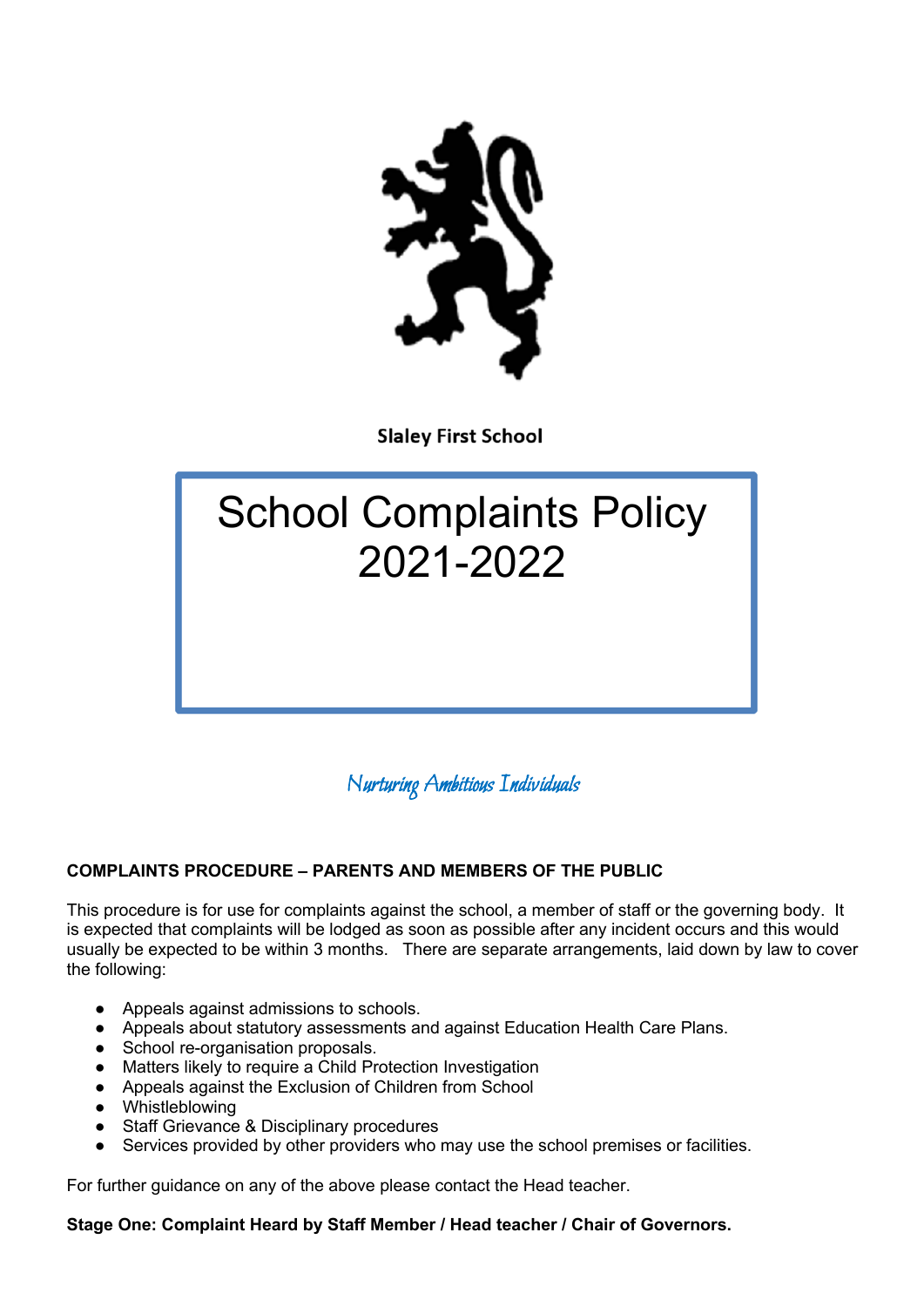Slaley First School

# School Complaints Policy 2021-2022

*Nurturing Ambitious Individuals*

## COMPLAINTS PROCEDURE – PARENTS AND MEMBERS OF THE PUBLIC

This procedure is for use for complaints against the school, a member of staff or the governing body. It is expected that complaints will be lodged as soon as possible after any incident occurs and this would usually be expected to be within 3 months. There are separate arrangements, laid down by law to cover the following:

- Appeals against admissions to schools.
- Appeals about statutory assessments and against Education Health Care Plans.
- School re-organisation proposals.
- Matters likely to require a Child Protection Investigation
- Appeals against the Exclusion of Children from School
- Whistleblowing
- Staff Grievance & Disciplinary procedures
- Services provided by other providers who may use the school premises or facilities.

For further guidance on any of the above please contact the Head teacher.

**Stage One: Complaint Heard by Staff Member / Head teacher / Chair of Governors.**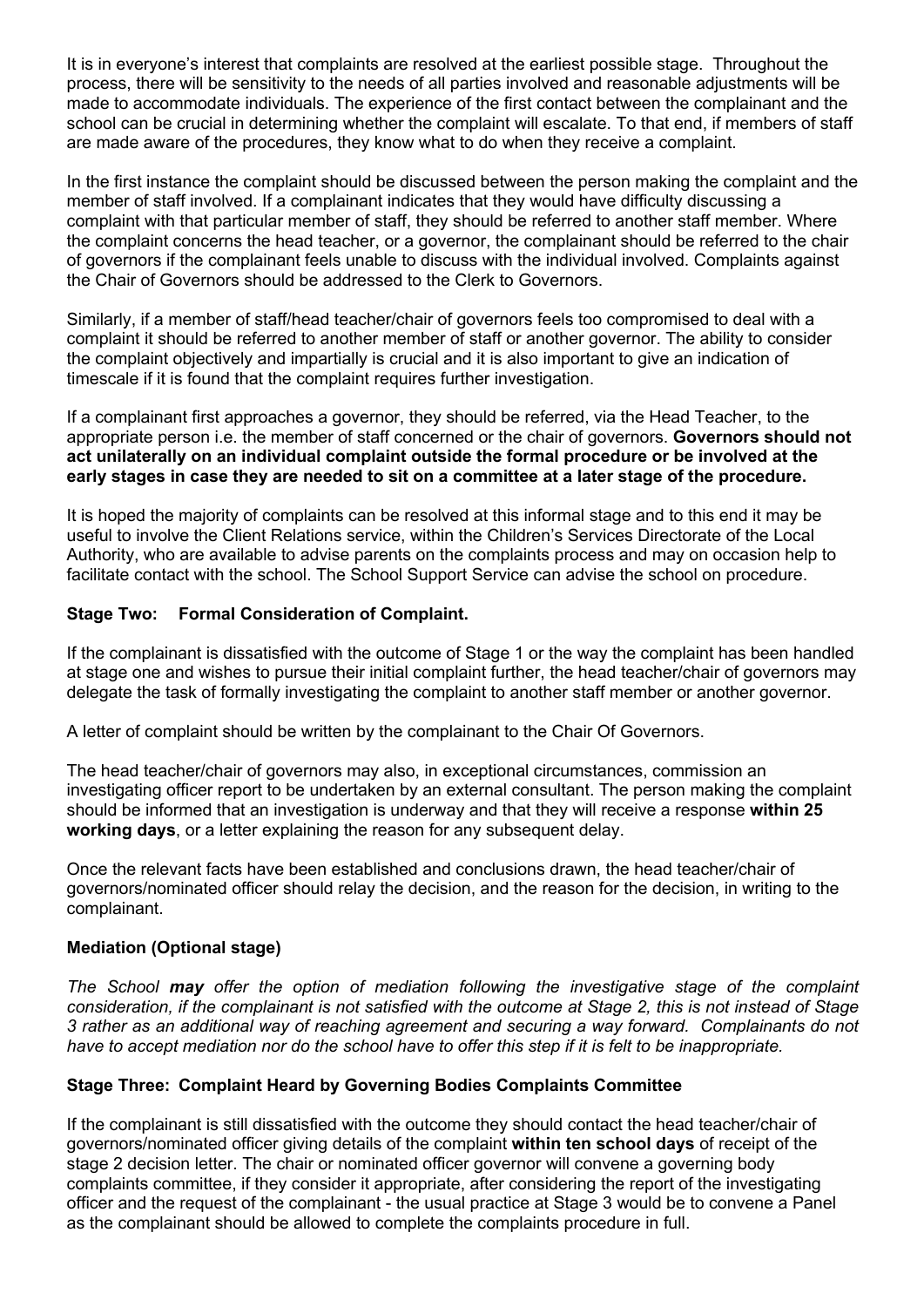It is in everyone's interest that complaints are resolved at the earliest possible stage. Throughout the process, there will be sensitivity to the needs of all parties involved and reasonable adjustments will be made to accommodate individuals. The experience of the first contact between the complainant and the school can be crucial in determining whether the complaint will escalate. To that end, if members of staff are made aware of the procedures, they know what to do when they receive a complaint.

In the first instance the complaint should be discussed between the person making the complaint and the member of staff involved. If a complainant indicates that they would have difficulty discussing a complaint with that particular member of staff, they should be referred to another staff member. Where the complaint concerns the head teacher, or a governor, the complainant should be referred to the chair of governors if the complainant feels unable to discuss with the individual involved. Complaints against the Chair of Governors should be addressed to the Clerk to Governors.

Similarly, if a member of staff/head teacher/chair of governors feels too compromised to deal with a complaint it should be referred to another member of staff or another governor. The ability to consider the complaint objectively and impartially is crucial and it is also important to give an indication of timescale if it is found that the complaint requires further investigation.

If a complainant first approaches a governor, they should be referred, via the Head Teacher, to the appropriate person i.e. the member of staff concerned or the chair of governors. **Governors should not act unilaterally on an individual complaint outside the formal procedure or be involved at the early stages in case they are needed to sit on a committee at a later stage of the procedure.**

It is hoped the majority of complaints can be resolved at this informal stage and to this end it may be useful to involve the Client Relations service, within the Children's Services Directorate of the Local Authority, who are available to advise parents on the complaints process and may on occasion help to facilitate contact with the school. The School Support Service can advise the school on procedure.

**Stage Two: Formal Consideration of Complaint.**

If the complainant is dissatisfied with the outcome of Stage 1 or the way the complaint has been handled at stage one and wishes to pursue their initial complaint further, the head teacher/chair of governors may delegate the task of formally investigating the complaint to another staff member or another governor.

A letter of complaint should be written by the complainant to the Chair Of Governors.

The head teacher/chair of governors may also, in exceptional circumstances, commission an investigating officer report to be undertaken by an external consultant. The person making the complaint should be informed that an investigation is underway and that they will receive a response **within 25 working days**, or a letter explaining the reason for any subsequent delay.

Once the relevant facts have been established and conclusions drawn, the head teacher/chair of governors/nominated officer should relay the decision, and the reason for the decision, in writing to the complainant.

**Mediation (Optional stage)**

*The School **may** offer the option of mediation following the investigative stage of the complaint consideration, if the complainant is not satisfied with the outcome at Stage 2, this is not instead of Stage 3 rather as an additional way of reaching agreement and securing a way forward. Complainants do not have to accept mediation nor do the school have to offer this step if it is felt to be inappropriate.*

**Stage Three: Complaint Heard by Governing Bodies Complaints Committee**

If the complainant is still dissatisfied with the outcome they should contact the head teacher/chair of governors/nominated officer giving details of the complaint **within ten school days** of receipt of the stage 2 decision letter. The chair or nominated officer governor will convene a governing body complaints committee, if they consider it appropriate, after considering the report of the investigating officer and the request of the complainant - the usual practice at Stage 3 would be to convene a Panel as the complainant should be allowed to complete the complaints procedure in full.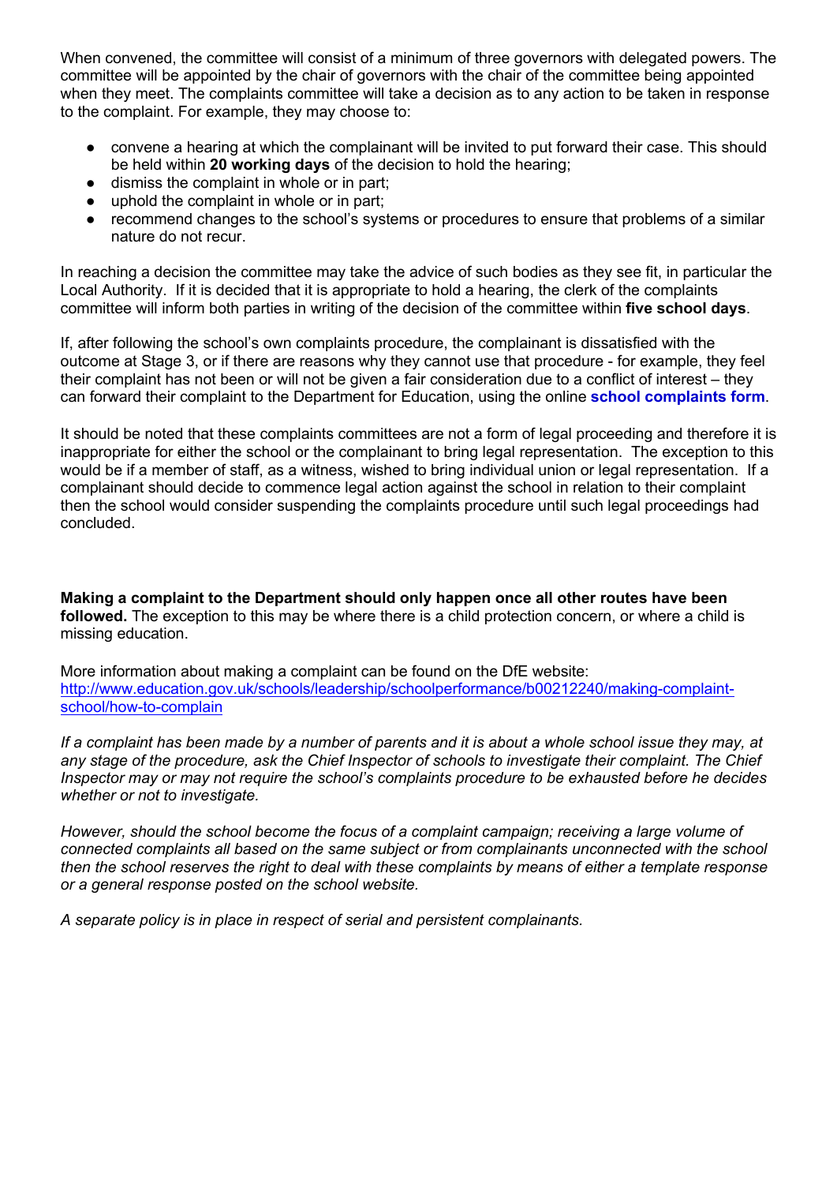When convened, the committee will consist of a minimum of three governors with delegated powers. The committee will be appointed by the chair of governors with the chair of the committee being appointed when they meet. The complaints committee will take a decision as to any action to be taken in response to the complaint. For example, they may choose to:

- convene a hearing at which the complainant will be invited to put forward their case. This should be held within **20 working days** of the decision to hold the hearing;
- dismiss the complaint in whole or in part;
- uphold the complaint in whole or in part;
- recommend changes to the school's systems or procedures to ensure that problems of a similar nature do not recur.

In reaching a decision the committee may take the advice of such bodies as they see fit, in particular the Local Authority. If it is decided that it is appropriate to hold a hearing, the clerk of the complaints committee will inform both parties in writing of the decision of the committee within **five school days**.

If, after following the school's own complaints procedure, the complainant is dissatisfied with the outcome at Stage 3, or if there are reasons why they cannot use that procedure - for example, they feel their complaint has not been or will not be given a fair consideration due to a conflict of interest – they can forward their complaint to the Department for Education, using the online **school complaints form**.

It should be noted that these complaints committees are not a form of legal proceeding and therefore it is inappropriate for either the school or the complainant to bring legal representation. The exception to this would be if a member of staff, as a witness, wished to bring individual union or legal representation. If a complainant should decide to commence legal action against the school in relation to their complaint then the school would consider suspending the complaints procedure until such legal proceedings had concluded.

**Making a complaint to the Department should only happen once all other routes have been followed.** The exception to this may be where there is a child protection concern, or where a child is missing education.

More information about making a complaint can be found on the DfE website:
http://www.education.gov.uk/schools/leadership/schoolperformance/b00212240/making-complaint-school/how-to-complain

*If a complaint has been made by a number of parents and it is about a whole school issue they may, at any stage of the procedure, ask the Chief Inspector of schools to investigate their complaint. The Chief Inspector may or may not require the school's complaints procedure to be exhausted before he decides whether or not to investigate.*

*However, should the school become the focus of a complaint campaign; receiving a large volume of connected complaints all based on the same subject or from complainants unconnected with the school then the school reserves the right to deal with these complaints by means of either a template response or a general response posted on the school website.*

*A separate policy is in place in respect of serial and persistent complainants.*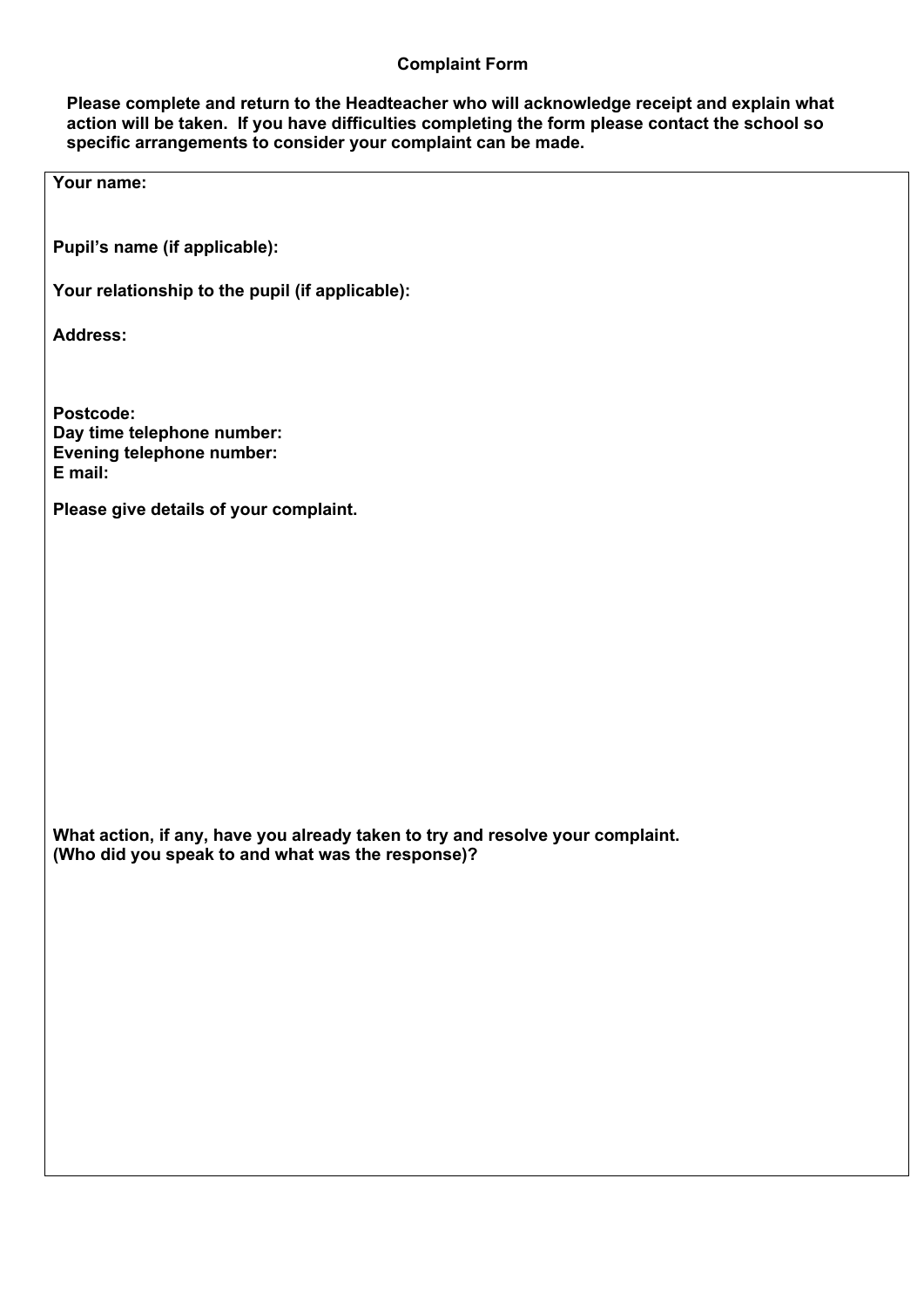# Complaint Form

**Please complete and return to the Headteacher who will acknowledge receipt and explain what action will be taken. If you have difficulties completing the form please contact the school so specific arrangements to consider your complaint can be made.**

**Your name:**

**Pupil's name (if applicable):**

**Your relationship to the pupil (if applicable):**

**Address:**

**Postcode:**
**Day time telephone number:**
**Evening telephone number:**
**E mail:**

**Please give details of your complaint.**

**What action, if any, have you already taken to try and resolve your complaint. (Who did you speak to and what was the response)?**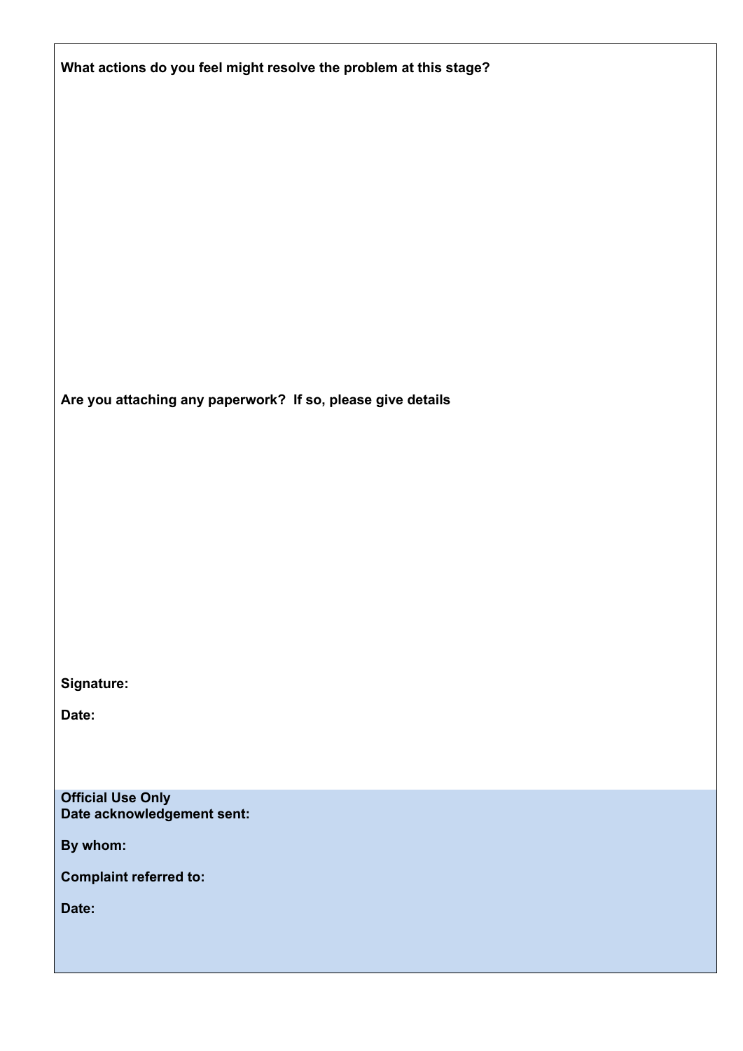**What actions do you feel might resolve the problem at this stage?**

**Are you attaching any paperwork? If so, please give details**

**Signature:**

**Date:**

**Official Use Only**
**Date acknowledgement sent:**

**By whom:**

**Complaint referred to:**

**Date:**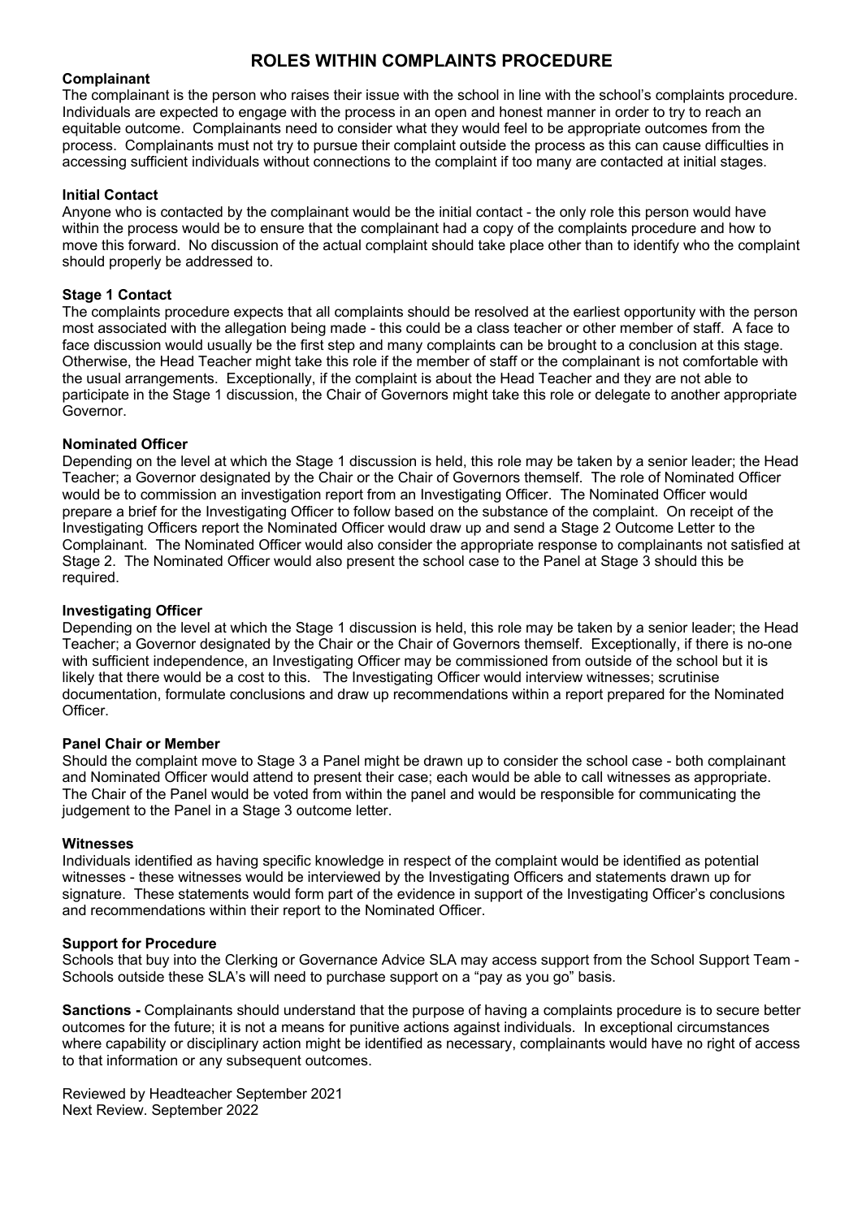# ROLES WITHIN COMPLAINTS PROCEDURE

**Complainant**
The complainant is the person who raises their issue with the school in line with the school's complaints procedure. Individuals are expected to engage with the process in an open and honest manner in order to try to reach an equitable outcome. Complainants need to consider what they would feel to be appropriate outcomes from the process. Complainants must not try to pursue their complaint outside the process as this can cause difficulties in accessing sufficient individuals without connections to the complaint if too many are contacted at initial stages.

**Initial Contact**
Anyone who is contacted by the complainant would be the initial contact - the only role this person would have within the process would be to ensure that the complainant had a copy of the complaints procedure and how to move this forward. No discussion of the actual complaint should take place other than to identify who the complaint should properly be addressed to.

**Stage 1 Contact**
The complaints procedure expects that all complaints should be resolved at the earliest opportunity with the person most associated with the allegation being made - this could be a class teacher or other member of staff. A face to face discussion would usually be the first step and many complaints can be brought to a conclusion at this stage. Otherwise, the Head Teacher might take this role if the member of staff or the complainant is not comfortable with the usual arrangements. Exceptionally, if the complaint is about the Head Teacher and they are not able to participate in the Stage 1 discussion, the Chair of Governors might take this role or delegate to another appropriate Governor.

**Nominated Officer**
Depending on the level at which the Stage 1 discussion is held, this role may be taken by a senior leader; the Head Teacher; a Governor designated by the Chair or the Chair of Governors themself. The role of Nominated Officer would be to commission an investigation report from an Investigating Officer. The Nominated Officer would prepare a brief for the Investigating Officer to follow based on the substance of the complaint. On receipt of the Investigating Officers report the Nominated Officer would draw up and send a Stage 2 Outcome Letter to the Complainant. The Nominated Officer would also consider the appropriate response to complainants not satisfied at Stage 2. The Nominated Officer would also present the school case to the Panel at Stage 3 should this be required.

**Investigating Officer**
Depending on the level at which the Stage 1 discussion is held, this role may be taken by a senior leader; the Head Teacher; a Governor designated by the Chair or the Chair of Governors themself. Exceptionally, if there is no-one with sufficient independence, an Investigating Officer may be commissioned from outside of the school but it is likely that there would be a cost to this. The Investigating Officer would interview witnesses; scrutinise documentation, formulate conclusions and draw up recommendations within a report prepared for the Nominated Officer.

**Panel Chair or Member**
Should the complaint move to Stage 3 a Panel might be drawn up to consider the school case - both complainant and Nominated Officer would attend to present their case; each would be able to call witnesses as appropriate. The Chair of the Panel would be voted from within the panel and would be responsible for communicating the judgement to the Panel in a Stage 3 outcome letter.

**Witnesses**
Individuals identified as having specific knowledge in respect of the complaint would be identified as potential witnesses - these witnesses would be interviewed by the Investigating Officers and statements drawn up for signature. These statements would form part of the evidence in support of the Investigating Officer's conclusions and recommendations within their report to the Nominated Officer.

**Support for Procedure**
Schools that buy into the Clerking or Governance Advice SLA may access support from the School Support Team - Schools outside these SLA's will need to purchase support on a "pay as you go" basis.

**Sanctions -** Complainants should understand that the purpose of having a complaints procedure is to secure better outcomes for the future; it is not a means for punitive actions against individuals. In exceptional circumstances where capability or disciplinary action might be identified as necessary, complainants would have no right of access to that information or any subsequent outcomes.

Reviewed by Headteacher September 2021
Next Review. September 2022